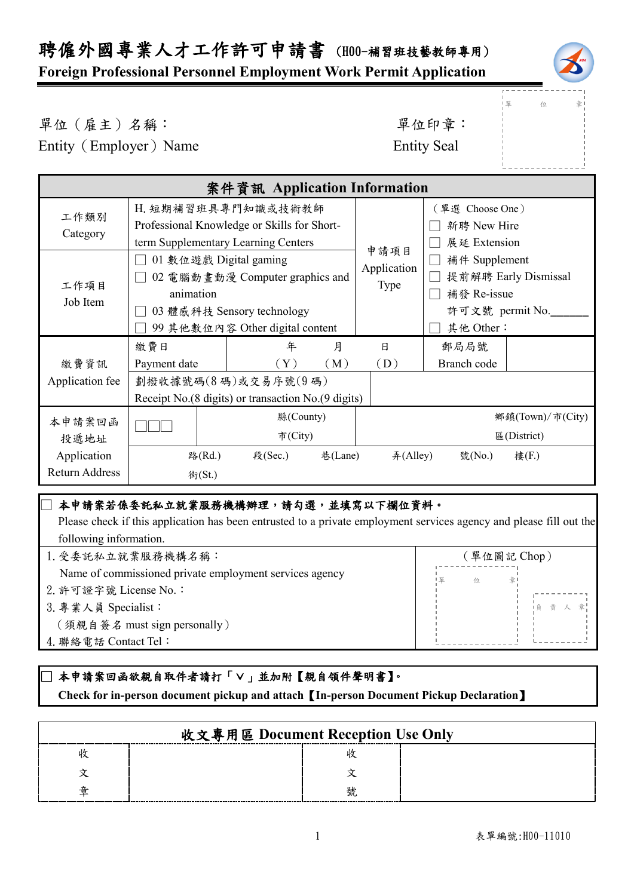# 聘僱外國專業人才工作許可申請書 (H00-補習班技藝教師專用)

## Foreign Professional Personnel Employment Work Permit Application

單位（雇主）名稱：
Entity（Employer）Name

單位印章：
Entity Seal

單　位　章

| 案件資訊 Application Information | | | | | | |
|---|---|---|---|---|---|---|
| 工作類別 Category | H. 短期補習班具專門知識或技術教師 Professional Knowledge or Skills for Short-term Supplementary Learning Centers | | | 申請項目 Application Type | （單選 Choose One）<br>☐ 新聘 New Hire<br>☐ 展延 Extension<br>☐ 補件 Supplement<br>☐ 提前解聘 Early Dismissal<br>☐ 補發 Re-issue<br>許可文號 permit No.______<br>☐ 其他 Other： | |
| 工作項目 Job Item | ☐ 01 數位遊戲 Digital gaming<br>☐ 02 電腦動畫動漫 Computer graphics and animation<br>☐ 03 體感科技 Sensory technology<br>☐ 99 其他數位內容 Other digital content | | | | | |
| 繳費資訊 Application fee | 繳費日 Payment date | 年（Y） 月（M） 日（D） | | | 郵局局號 Branch code | |
| | 劃撥收據號碼(8碼)或交易序號(9碼) Receipt No.(8 digits) or transaction No.(9 digits) | | | | | |
| 本申請案回函投遞地址 Application Return Address | ☐☐☐ | 縣(County) 市(City) | | | 鄉鎮(Town)/市(City) 區(District) | |
| | 路(Rd.) 街(St.) | 段(Sec.) | 巷(Lane) | 弄(Alley) | 號(No.) | 樓(F.) |

☐ **本申請案若係委託私立就業服務機構辦理，請勾選，並填寫以下欄位資料。**
Please check if this application has been entrusted to a private employment services agency and please fill out the following information.

| | （單位圖記 Chop） |
|---|---|
| 1. 受委託私立就業服務機構名稱：<br>Name of commissioned private employment services agency<br>2. 許可證字號 License No.：<br>3. 專業人員 Specialist：<br>（須親自簽名 must sign personally）<br>4. 聯絡電話 Contact Tel： | 單　位　章<br>負　責　人　章 |

☐ **本申請案回函欲親自取件者請打「Ｖ」並加附【親自領件聲明書】。**
**Check for in-person document pickup and attach【In-person Document Pickup Declaration】**

| 收文專用區 Document Reception Use Only | | | |
|---|---|---|---|
| 收文章 | | 收文號 | |

表單編號:H00-11010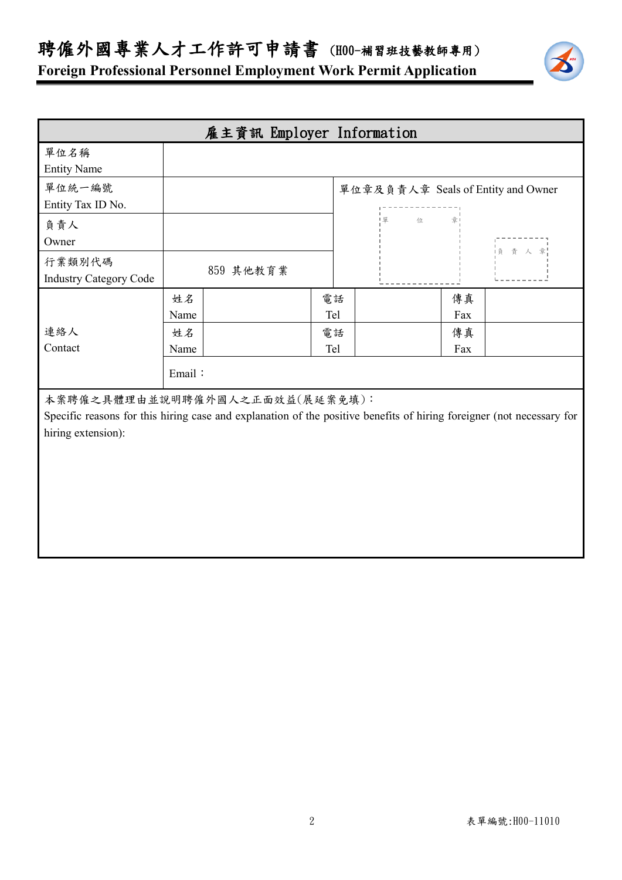# 聘僱外國專業人才工作許可申請書 (H00-補習班技藝教師專用)

**Foreign Professional Personnel Employment Work Permit Application**

| 雇主資訊 Employer Information | | | | | | |
|---|---|---|---|---|---|---|
| 單位名稱<br>Entity Name | | | | | | |
| 單位統一編號<br>Entity Tax ID No. | | | 單位章及負責人章 Seals of Entity and Owner<br>單位章 負責人章 | | | |
| 負責人<br>Owner | | | | | | |
| 行業類別代碼<br>Industry Category Code | 859 其他教育業 | | | | | |
| 連絡人<br>Contact | 姓名<br>Name | | 電話<br>Tel | | 傳真<br>Fax | |
| | 姓名<br>Name | | 電話<br>Tel | | 傳真<br>Fax | |
| | Email： | | | | | |

本案聘僱之具體理由並說明聘僱外國人之正面效益(展延案免填)：
Specific reasons for this hiring case and explanation of the positive benefits of hiring foreigner (not necessary for hiring extension):

表單編號:H00-11010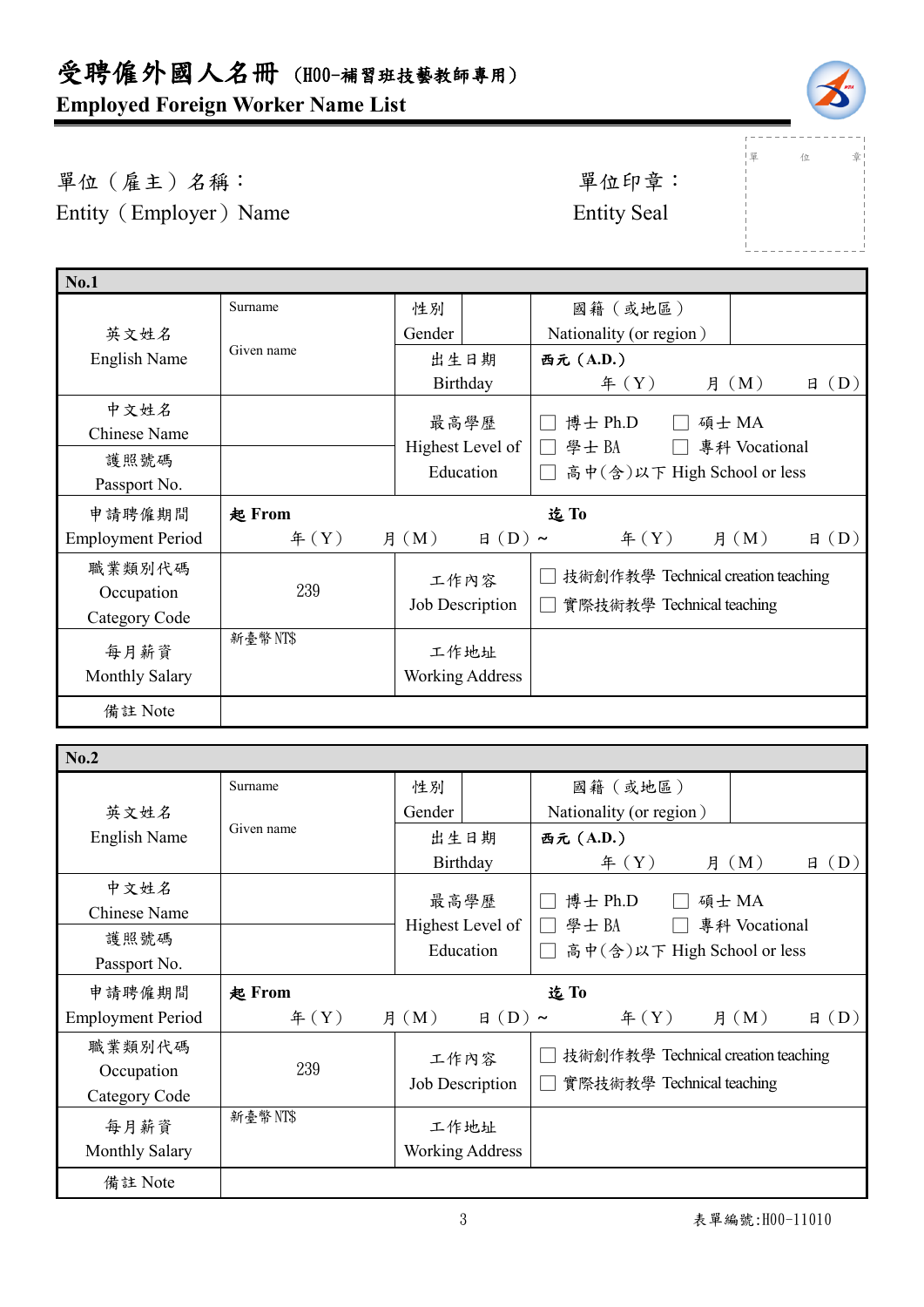# 受聘僱外國人名冊 （H00-補習班技藝教師專用）

**Employed Foreign Worker Name List**

單位（雇主）名稱：
Entity（Employer）Name

單位印章：
Entity Seal

單 位 章

| **No.1** | | | | | |
|---|---|---|---|---|---|
| 英文姓名 English Name | Surname<br>Given name | 性別 Gender | | 國籍（或地區） Nationality (or region） | |
| | | 出生日期 Birthday | 西元（A.D.） 年（Y） 月（M） 日（D） | | |
| 中文姓名 Chinese Name | | 最高學歷 Highest Level of Education | ☐ 博士 Ph.D ☐ 碩士 MA ☐ 學士 BA ☐ 專科 Vocational ☐ 高中(含)以下 High School or less | | |
| 護照號碼 Passport No. | | | | | |
| 申請聘僱期間 Employment Period | 起 From 年（Y） 月（M） 日（D）～ 迄 To 年（Y） 月（M） 日（D） | | | | |
| 職業類別代碼 Occupation Category Code | 239 | 工作內容 Job Description | ☐ 技術創作教學 Technical creation teaching ☐ 實際技術教學 Technical teaching | | |
| 每月薪資 Monthly Salary | 新臺幣 NT$ | 工作地址 Working Address | | | |
| 備註 Note | | | | | |

| **No.2** | | | | | |
|---|---|---|---|---|---|
| 英文姓名 English Name | Surname<br>Given name | 性別 Gender | | 國籍（或地區） Nationality (or region） | |
| | | 出生日期 Birthday | 西元（A.D.） 年（Y） 月（M） 日（D） | | |
| 中文姓名 Chinese Name | | 最高學歷 Highest Level of Education | ☐ 博士 Ph.D ☐ 碩士 MA ☐ 學士 BA ☐ 專科 Vocational ☐ 高中(含)以下 High School or less | | |
| 護照號碼 Passport No. | | | | | |
| 申請聘僱期間 Employment Period | 起 From 年（Y） 月（M） 日（D）～ 迄 To 年（Y） 月（M） 日（D） | | | | |
| 職業類別代碼 Occupation Category Code | 239 | 工作內容 Job Description | ☐ 技術創作教學 Technical creation teaching ☐ 實際技術教學 Technical teaching | | |
| 每月薪資 Monthly Salary | 新臺幣 NT$ | 工作地址 Working Address | | | |
| 備註 Note | | | | | |

表單編號:H00-11010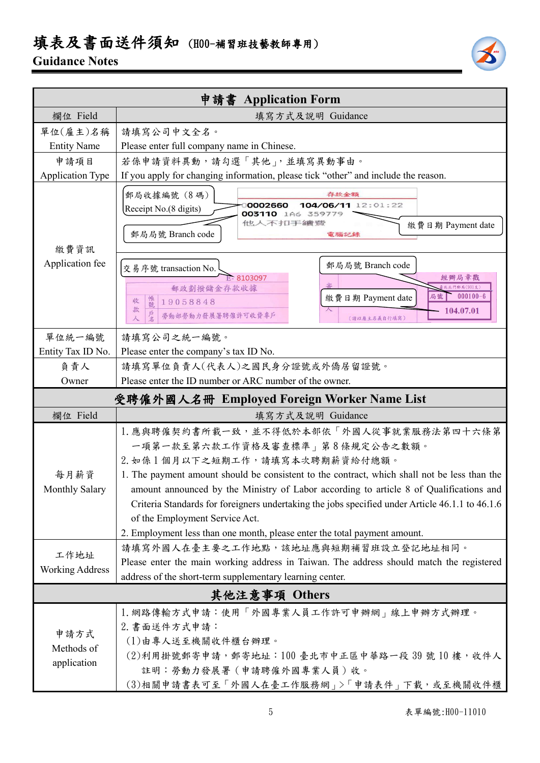# 填表及書面送件須知（H00-補習班技藝教師專用）

## Guidance Notes

| 申請書 Application Form | |
|---|---|
| 欄位 Field | 填寫方式及說明 Guidance |
| 單位(雇主)名稱<br>Entity Name | 請填寫公司中文全名。<br>Please enter full company name in Chinese. |
| 申請項目<br>Application Type | 若係申請資料異動，請勾選「其他」，並填寫異動事由。<br>If you apply for changing information, please tick “other” and include the reason. |
| 繳費資訊<br>Application fee | 郵局收據編號（8碼）Receipt No.(8 digits)<br>郵局局號 Branch code<br>繳費日期 Payment date<br>存款金額<br>0002660 104/06/11 12:01:22<br>003110 1A6 359779<br>他人不扣手續費<br>電腦記錄<br><br>交易序號 transaction No.<br>郵局局號 Branch code<br>繳費日期 Payment date<br>E-8103097<br>郵政劃撥儲金存款收據<br>收款人 帳號 19058848<br>戶名 勞動部勞動力發展署聘僱許可收費專戶<br>經辦局章戳<br>局號 000100-6<br>104.07.01<br>（請以雇主名義自行填寫） |
| 單位統一編號<br>Entity Tax ID No. | 請填寫公司之統一編號。<br>Please enter the company’s tax ID No. |
| 負責人<br>Owner | 請填寫單位負責人(代表人)之國民身分證號或外僑居留證號。<br>Please enter the ID number or ARC number of the owner. |

| 受聘僱外國人名冊 Employed Foreign Worker Name List | |
|---|---|
| 欄位 Field | 填寫方式及說明 Guidance |
| 每月薪資<br>Monthly Salary | 1. 應與聘僱契約書所載一致，並不得低於本部依「外國人從事就業服務法第四十六條第一項第一款至第六款工作資格及審查標準」第8條規定公告之數額。<br>2. 如係1個月以下之短期工作，請填寫本次聘期薪資給付總額。<br>1. The payment amount should be consistent to the contract, which shall not be less than the amount announced by the Ministry of Labor according to article 8 of Qualifications and Criteria Standards for foreigners undertaking the jobs specified under Article 46.1.1 to 46.1.6 of the Employment Service Act.<br>2. Employment less than one month, please enter the total payment amount. |
| 工作地址<br>Working Address | 請填寫外國人在雇主要之工作地點，該地址應與短期補習班設立登記地址相同。<br>Please enter the main working address in Taiwan. The address should match the registered address of the short-term supplementary learning center. |

| 其他注意事項 Others | |
|---|---|
| 申請方式<br>Methods of application | 1. 網路傳輸方式申請：使用「外國專業人員工作許可申辦網」線上申辦方式辦理。<br>2. 書面送件方式申請：<br>(1)由專人送至機關收件櫃台辦理。<br>(2)利用掛號郵寄申請，郵寄地址：100 臺北市中正區中華路一段39號10樓，收件人註明：勞動力發展署（申請聘僱外國專業人員）收。<br>(3)相關申請書表可至「外國人在臺工作服務網」>「申請表件」下載，或至機關收件櫃 |

表單編號:H00-11010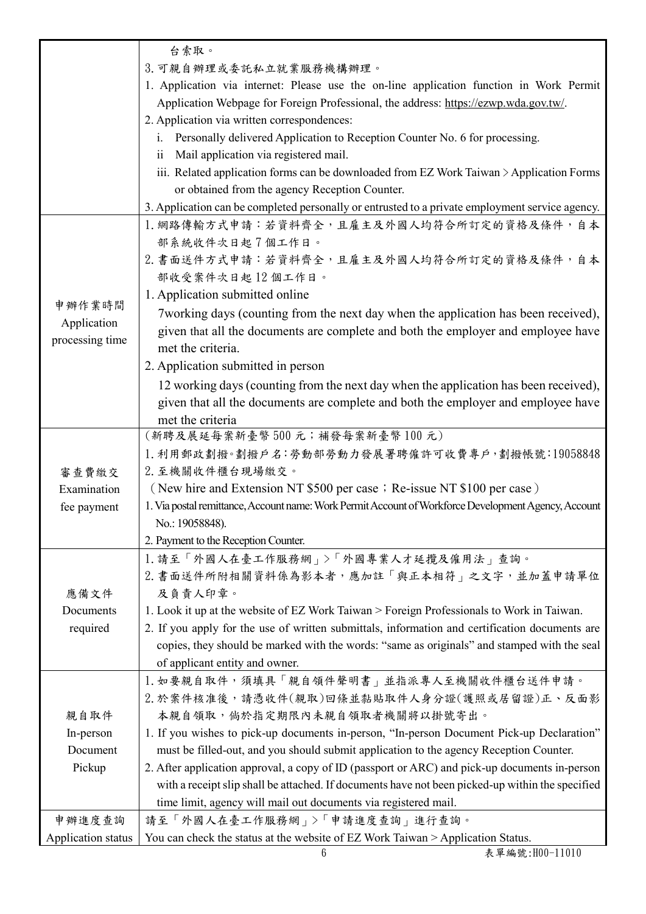| | |
|---|---|
| | 台索取。<br>3. 可親自辦理或委託私立就業服務機構辦理。<br>1. Application via internet: Please use the on-line application function in Work Permit Application Webpage for Foreign Professional, the address: https://ezwp.wda.gov.tw/.<br>2. Application via written correspondences:<br>i. Personally delivered Application to Reception Counter No. 6 for processing.<br>ii Mail application via registered mail.<br>iii. Related application forms can be downloaded from EZ Work Taiwan > Application Forms or obtained from the agency Reception Counter.<br>3. Application can be completed personally or entrusted to a private employment service agency. |
| 申辦作業時間<br>Application processing time | 1. 網路傳輸方式申請：若資料齊全，且雇主及外國人均符合所訂定的資格及條件，自本部系統收件次日起 7 個工作日。<br>2. 書面送件方式申請：若資料齊全，且雇主及外國人均符合所訂定的資格及條件，自本部收受案件次日起 12 個工作日。<br>1. Application submitted online<br>7working days (counting from the next day when the application has been received), given that all the documents are complete and both the employer and employee have met the criteria.<br>2. Application submitted in person<br>12 working days (counting from the next day when the application has been received), given that all the documents are complete and both the employer and employee have met the criteria |
| 審查費繳交<br>Examination fee payment | (新聘及展延每案新臺幣 500 元；補發每案新臺幣 100 元)<br>1. 利用郵政劃撥。劃撥戶名：勞動部勞動力發展署聘僱許可收費專戶，劃撥帳號：19058848<br>2. 至機關收件櫃台現場繳交。<br>（New hire and Extension NT $500 per case；Re-issue NT $100 per case）<br>1. Via postal remittance, Account name: Work Permit Account of Workforce Development Agency, Account No.: 19058848).<br>2. Payment to the Reception Counter. |
| 應備文件<br>Documents required | 1. 請至「外國人在臺工作服務網」>「外國專業人才延攬及僱用法」查詢。<br>2. 書面送件所附相關資料係為影本者，應加註「與正本相符」之文字，並加蓋申請單位及負責人印章。<br>1. Look it up at the website of EZ Work Taiwan > Foreign Professionals to Work in Taiwan.<br>2. If you apply for the use of written submittals, information and certification documents are copies, they should be marked with the words: "same as originals" and stamped with the seal of applicant entity and owner. |
| 親自取件<br>In-person Document Pickup | 1. 如要親自取件，須填具「親自領件聲明書」並指派專人至機關收件櫃台送件申請。<br>2. 於案件核准後，請憑收件(親取)回條並黏貼取件人身分證(護照或居留證)正、反面影本親自領取，倘於指定期限內未親自領取者機關將以掛號寄出。<br>1. If you wishes to pick-up documents in-person, "In-person Document Pick-up Declaration" must be filled-out, and you should submit application to the agency Reception Counter.<br>2. After application approval, a copy of ID (passport or ARC) and pick-up documents in-person with a receipt slip shall be attached. If documents have not been picked-up within the specified time limit, agency will mail out documents via registered mail. |
| 申辦進度查詢<br>Application status | 請至「外國人在臺工作服務網」>「申請進度查詢」進行查詢。<br>You can check the status at the website of EZ Work Taiwan > Application Status. |

表單編號:H00-11010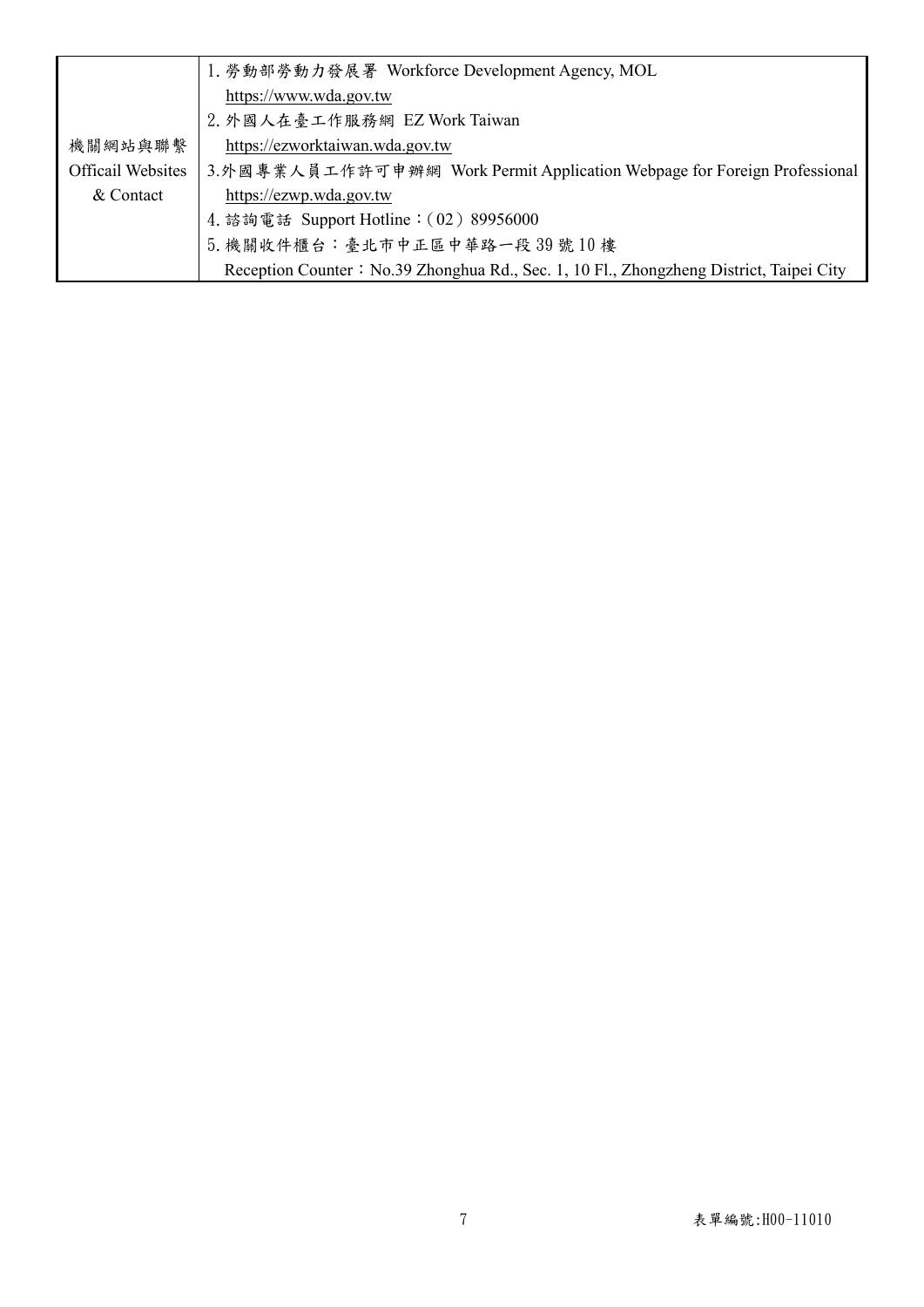| | |
|---|---|
| 機關網站與聯繫<br>Officail Websites<br>& Contact | 1. 勞動部勞動力發展署 Workforce Development Agency, MOL<br>https://www.wda.gov.tw<br>2. 外國人在臺工作服務網 EZ Work Taiwan<br>https://ezworktaiwan.wda.gov.tw<br>3.外國專業人員工作許可申辦網 Work Permit Application Webpage for Foreign Professional<br>https://ezwp.wda.gov.tw<br>4. 諮詢電話 Support Hotline：(02) 89956000<br>5. 機關收件櫃台：臺北市中正區中華路一段 39 號 10 樓<br>Reception Counter：No.39 Zhonghua Rd., Sec. 1, 10 Fl., Zhongzheng District, Taipei City |

表單編號:H00-11010